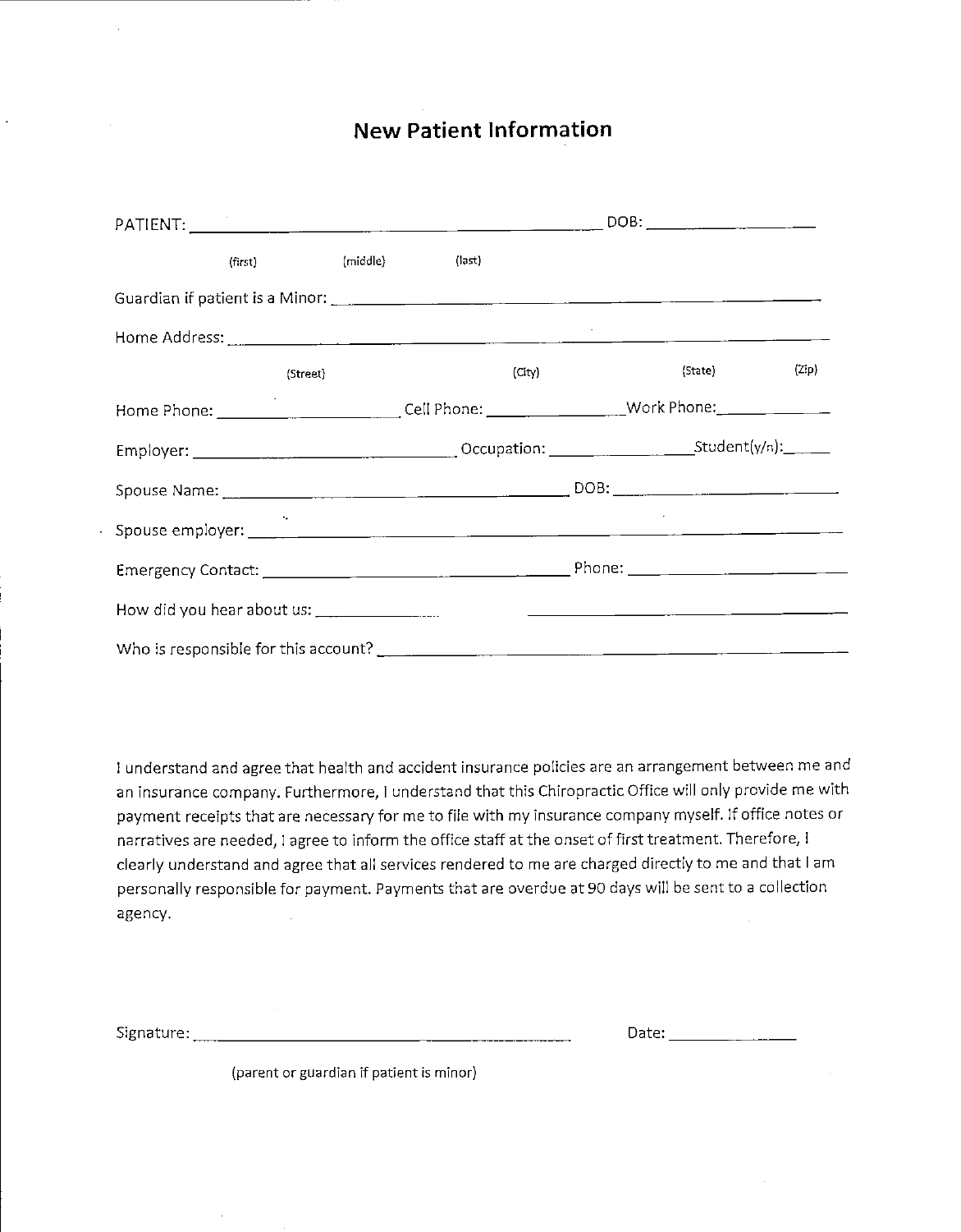# New Patient Information

PATIENT: ______________________________________________ DOB: ________________

(first) (middle) (last)

Guardian if patient is a Minor: ______________________________________________

Home Address: ______________________________________________

(Street) (City) (State) (Zip)

Home Phone: ________________ Cell Phone: ______________ Work Phone: ____________

Employer: ________________________ Occupation: ______________ Student(y/n): _____

Spouse Name: ________________________________ DOB: ______________________

Spouse employer: ______________________________________________

Emergency Contact: ____________________________ Phone: ______________________

How did you hear about us: ______________ ______________________________

Who is responsible for this account? ______________________________________________

I understand and agree that health and accident insurance policies are an arrangement between me and an insurance company. Furthermore, I understand that this Chiropractic Office will only provide me with payment receipts that are necessary for me to file with my insurance company myself. If office notes or narratives are needed, I agree to inform the office staff at the onset of first treatment. Therefore, I clearly understand and agree that all services rendered to me are charged directly to me and that I am personally responsible for payment. Payments that are overdue at 90 days will be sent to a collection agency.

Signature: ______________________________________ Date: ______________

(parent or guardian if patient is minor)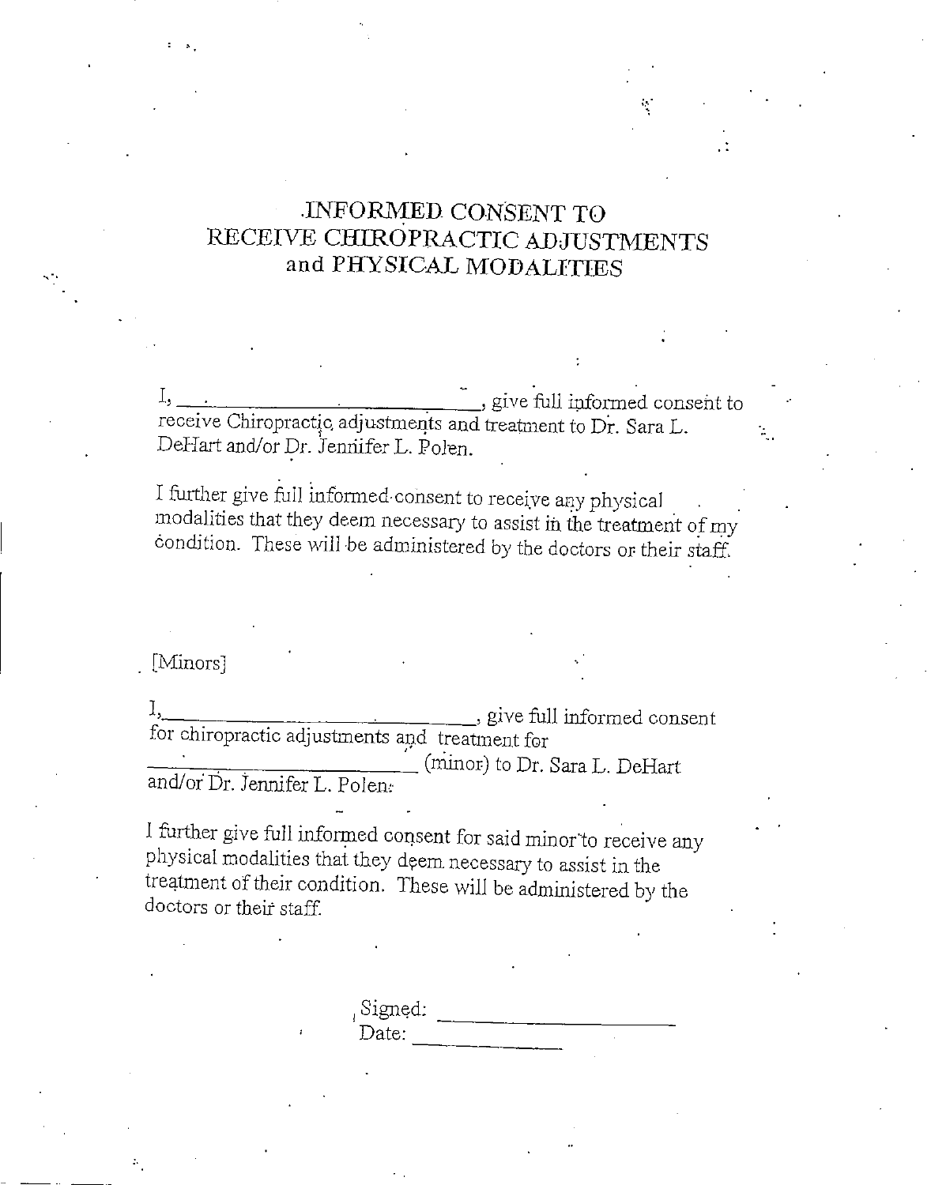# INFORMED CONSENT TO RECEIVE CHIROPRACTIC ADJUSTMENTS and PHYSICAL MODALITIES

I, ______________________________, give full informed consent to receive Chiropractic adjustments and treatment to Dr. Sara L. DeHart and/or Dr. Jennifer L. Polen.

I further give full informed consent to receive any physical modalities that they deem necessary to assist in the treatment of my condition. These will be administered by the doctors or their staff.

[Minors]

I, ______________________________, give full informed consent for chiropractic adjustments and treatment for ___________________________ (minor) to Dr. Sara L. DeHart and/or Dr. Jennifer L. Polen.

I further give full informed consent for said minor to receive any physical modalities that they deem necessary to assist in the treatment of their condition. These will be administered by the doctors or their staff.

Signed: ______________________

Date: ______________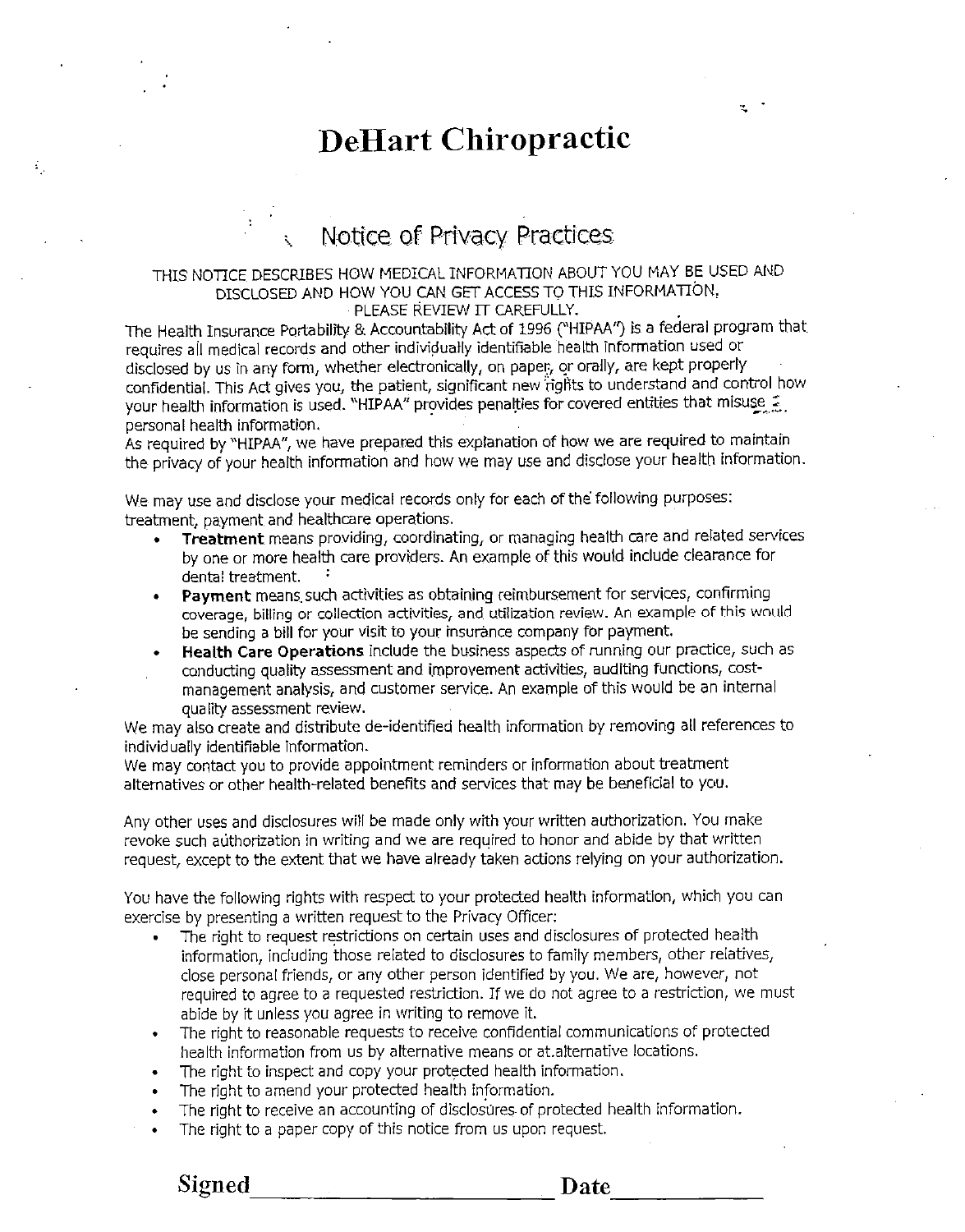# DeHart Chiropractic

## Notice of Privacy Practices

THIS NOTICE DESCRIBES HOW MEDICAL INFORMATION ABOUT YOU MAY BE USED AND DISCLOSED AND HOW YOU CAN GET ACCESS TO THIS INFORMATION. PLEASE REVIEW IT CAREFULLY.

The Health Insurance Portability & Accountability Act of 1996 ("HIPAA") is a federal program that requires all medical records and other individually identifiable health information used or disclosed by us in any form, whether electronically, on paper, or orally, are kept properly confidential. This Act gives you, the patient, significant new rights to understand and control how your health information is used. "HIPAA" provides penalties for covered entities that misuse personal health information.

As required by "HIPAA", we have prepared this explanation of how we are required to maintain the privacy of your health information and how we may use and disclose your health information.

We may use and disclose your medical records only for each of the following purposes: treatment, payment and healthcare operations.

- **Treatment** means providing, coordinating, or managing health care and related services by one or more health care providers. An example of this would include clearance for dental treatment.
- **Payment** means such activities as obtaining reimbursement for services, confirming coverage, billing or collection activities, and utilization review. An example of this would be sending a bill for your visit to your insurance company for payment.
- **Health Care Operations** include the business aspects of running our practice, such as conducting quality assessment and improvement activities, auditing functions, cost-management analysis, and customer service. An example of this would be an internal quality assessment review.

We may also create and distribute de-identified health information by removing all references to individually identifiable information.

We may contact you to provide appointment reminders or information about treatment alternatives or other health-related benefits and services that may be beneficial to you.

Any other uses and disclosures will be made only with your written authorization. You make revoke such authorization in writing and we are required to honor and abide by that written request, except to the extent that we have already taken actions relying on your authorization.

You have the following rights with respect to your protected health information, which you can exercise by presenting a written request to the Privacy Officer:

- The right to request restrictions on certain uses and disclosures of protected health information, including those related to disclosures to family members, other relatives, close personal friends, or any other person identified by you. We are, however, not required to agree to a requested restriction. If we do not agree to a restriction, we must abide by it unless you agree in writing to remove it.
- The right to reasonable requests to receive confidential communications of protected health information from us by alternative means or at alternative locations.
- The right to inspect and copy your protected health information.
- The right to amend your protected health information.
- The right to receive an accounting of disclosures of protected health information.
- The right to a paper copy of this notice from us upon request.

**Signed**\_\_\_\_\_\_\_\_\_\_\_\_\_\_\_\_\_\_\_\_\_\_\_\_\_\_ **Date**\_\_\_\_\_\_\_\_\_\_\_\_